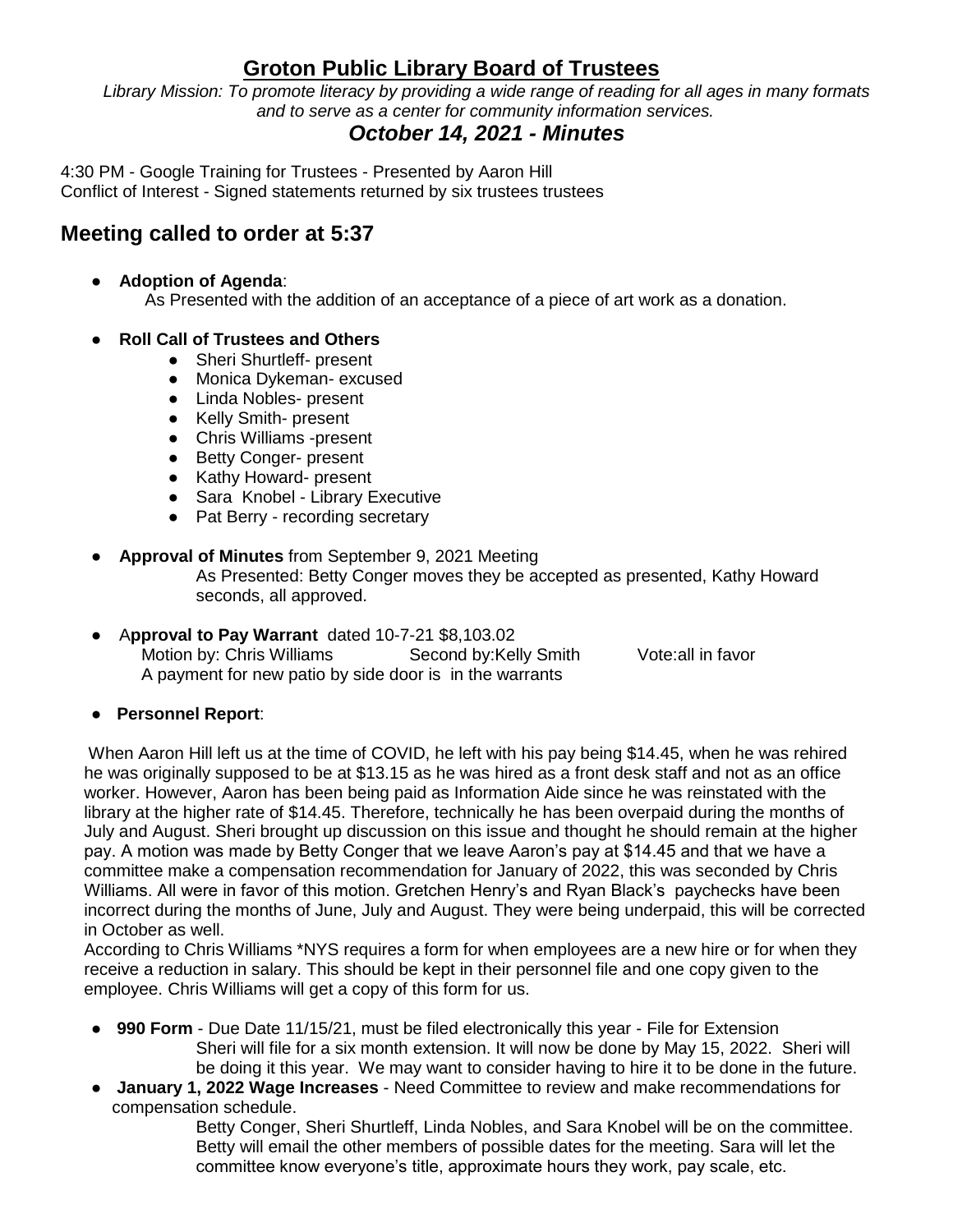# Groton Public Library Board of Trustees

*Library Mission: To promote literacy by providing a wide range of reading for all ages in many formats and to serve as a center for community information services.*

## *October 14, 2021 - Minutes*

4:30 PM - Google Training for Trustees - Presented by Aaron Hill
Conflict of Interest - Signed statements returned by six trustees trustees

## Meeting called to order at 5:37

- **Adoption of Agenda**:
  As Presented with the addition of an acceptance of a piece of art work as a donation.
- **Roll Call of Trustees and Others**
  - Sheri Shurtleff- present
  - Monica Dykeman- excused
  - Linda Nobles- present
  - Kelly Smith- present
  - Chris Williams -present
  - Betty Conger- present
  - Kathy Howard- present
  - Sara Knobel - Library Executive
  - Pat Berry - recording secretary
- **Approval of Minutes** from September 9, 2021 Meeting
  As Presented: Betty Conger moves they be accepted as presented, Kathy Howard seconds, all approved.
- A**pproval to Pay Warrant** dated 10-7-21 $8,103.02
  Motion by: Chris Williams Second by:Kelly Smith Vote:all in favor
  A payment for new patio by side door is in the warrants
- **Personnel Report**:

When Aaron Hill left us at the time of COVID, he left with his pay being $14.45, when he was rehired he was originally supposed to be at $13.15 as he was hired as a front desk staff and not as an office worker. However, Aaron has been being paid as Information Aide since he was reinstated with the library at the higher rate of $14.45. Therefore, technically he has been overpaid during the months of July and August. Sheri brought up discussion on this issue and thought he should remain at the higher pay. A motion was made by Betty Conger that we leave Aaron's pay at $14.45 and that we have a committee make a compensation recommendation for January of 2022, this was seconded by Chris Williams. All were in favor of this motion. Gretchen Henry's and Ryan Black's paychecks have been incorrect during the months of June, July and August. They were being underpaid, this will be corrected in October as well.

According to Chris Williams *NYS requires a form for when employees are a new hire or for when they receive a reduction in salary. This should be kept in their personnel file and one copy given to the employee. Chris Williams will get a copy of this form for us.

- **990 Form** - Due Date 11/15/21, must be filed electronically this year - File for Extension
  Sheri will file for a six month extension. It will now be done by May 15, 2022. Sheri will be doing it this year. We may want to consider having to hire it to be done in the future.
- **January 1, 2022 Wage Increases** - Need Committee to review and make recommendations for compensation schedule.
  Betty Conger, Sheri Shurtleff, Linda Nobles, and Sara Knobel will be on the committee. Betty will email the other members of possible dates for the meeting. Sara will let the committee know everyone's title, approximate hours they work, pay scale, etc.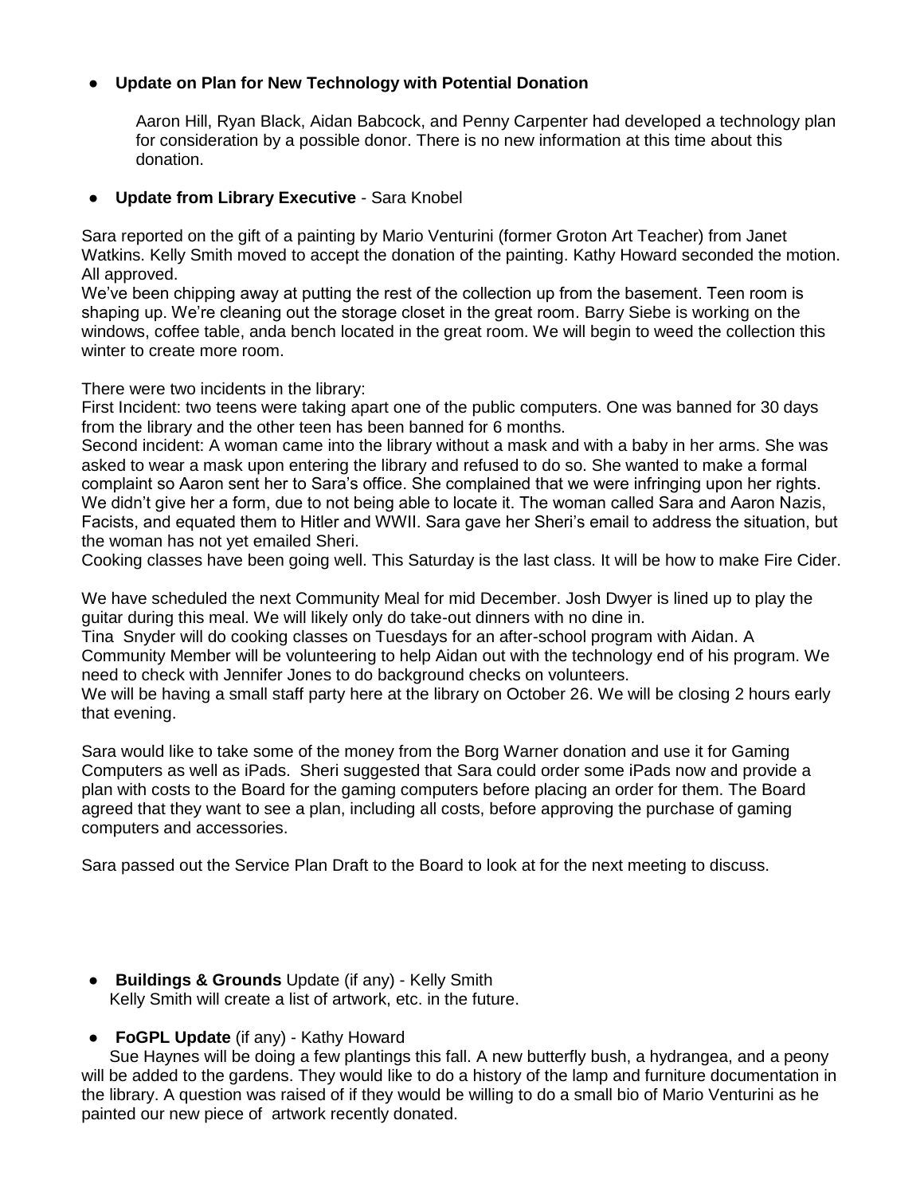- **Update on Plan for New Technology with Potential Donation**

  Aaron Hill, Ryan Black, Aidan Babcock, and Penny Carpenter had developed a technology plan for consideration by a possible donor. There is no new information at this time about this donation.

- **Update from Library Executive** - Sara Knobel

Sara reported on the gift of a painting by Mario Venturini (former Groton Art Teacher) from Janet Watkins. Kelly Smith moved to accept the donation of the painting. Kathy Howard seconded the motion. All approved.
We've been chipping away at putting the rest of the collection up from the basement. Teen room is shaping up. We're cleaning out the storage closet in the great room. Barry Siebe is working on the windows, coffee table, anda bench located in the great room. We will begin to weed the collection this winter to create more room.

There were two incidents in the library:
First Incident: two teens were taking apart one of the public computers. One was banned for 30 days from the library and the other teen has been banned for 6 months.
Second incident: A woman came into the library without a mask and with a baby in her arms. She was asked to wear a mask upon entering the library and refused to do so. She wanted to make a formal complaint so Aaron sent her to Sara's office. She complained that we were infringing upon her rights. We didn't give her a form, due to not being able to locate it. The woman called Sara and Aaron Nazis, Facists, and equated them to Hitler and WWII. Sara gave her Sheri's email to address the situation, but the woman has not yet emailed Sheri.
Cooking classes have been going well. This Saturday is the last class. It will be how to make Fire Cider.

We have scheduled the next Community Meal for mid December. Josh Dwyer is lined up to play the guitar during this meal. We will likely only do take-out dinners with no dine in.
Tina Snyder will do cooking classes on Tuesdays for an after-school program with Aidan. A Community Member will be volunteering to help Aidan out with the technology end of his program. We need to check with Jennifer Jones to do background checks on volunteers.
We will be having a small staff party here at the library on October 26. We will be closing 2 hours early that evening.

Sara would like to take some of the money from the Borg Warner donation and use it for Gaming Computers as well as iPads. Sheri suggested that Sara could order some iPads now and provide a plan with costs to the Board for the gaming computers before placing an order for them. The Board agreed that they want to see a plan, including all costs, before approving the purchase of gaming computers and accessories.

Sara passed out the Service Plan Draft to the Board to look at for the next meeting to discuss.

- **Buildings & Grounds** Update (if any) - Kelly Smith
  Kelly Smith will create a list of artwork, etc. in the future.

- **FoGPL Update** (if any) - Kathy Howard
  Sue Haynes will be doing a few plantings this fall. A new butterfly bush, a hydrangea, and a peony will be added to the gardens. They would like to do a history of the lamp and furniture documentation in the library. A question was raised of if they would be willing to do a small bio of Mario Venturini as he painted our new piece of artwork recently donated.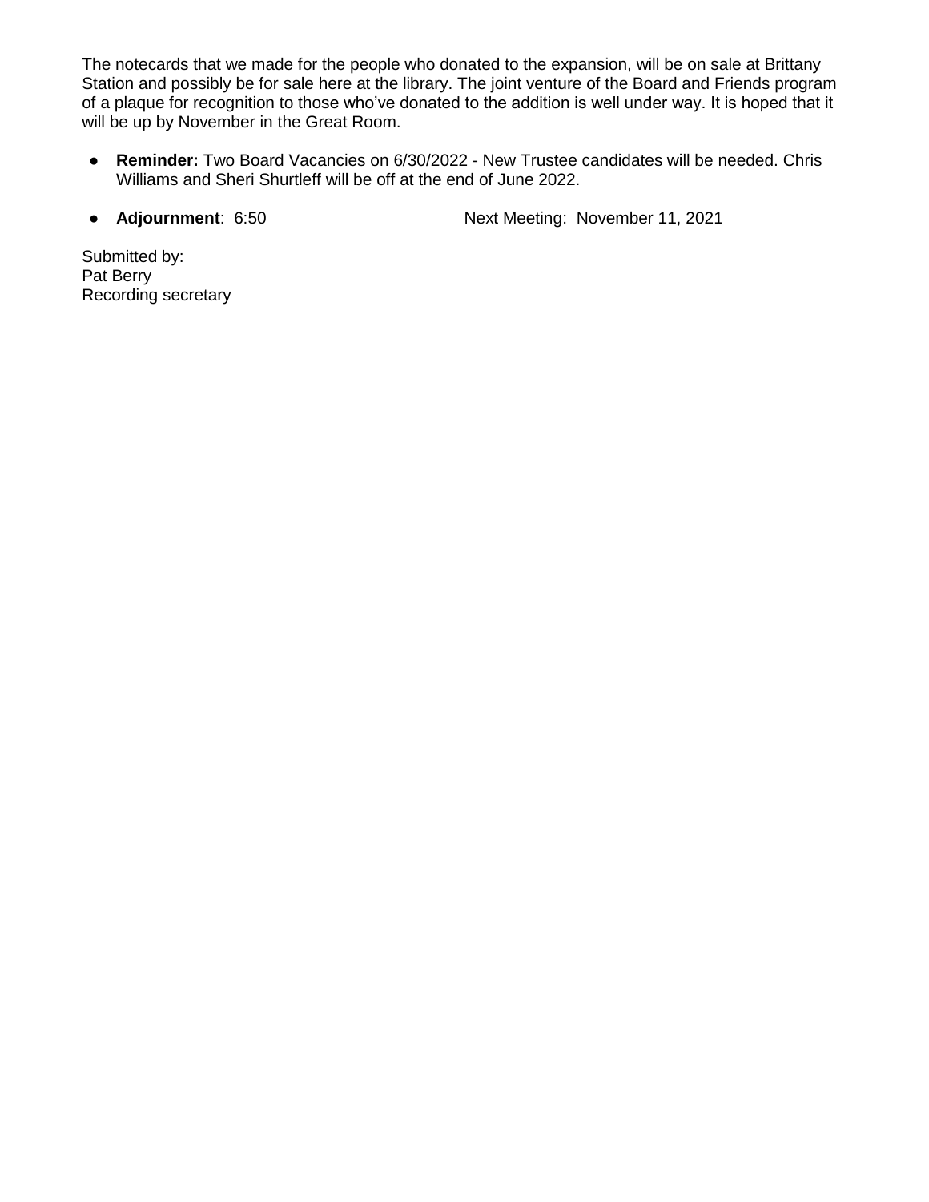The notecards that we made for the people who donated to the expansion, will be on sale at Brittany Station and possibly be for sale here at the library. The joint venture of the Board and Friends program of a plaque for recognition to those who've donated to the addition is well under way. It is hoped that it will be up by November in the Great Room.

- **Reminder:** Two Board Vacancies on 6/30/2022 - New Trustee candidates will be needed. Chris Williams and Sheri Shurtleff will be off at the end of June 2022.
- **Adjournment**: 6:50 Next Meeting: November 11, 2021

Submitted by:
Pat Berry
Recording secretary